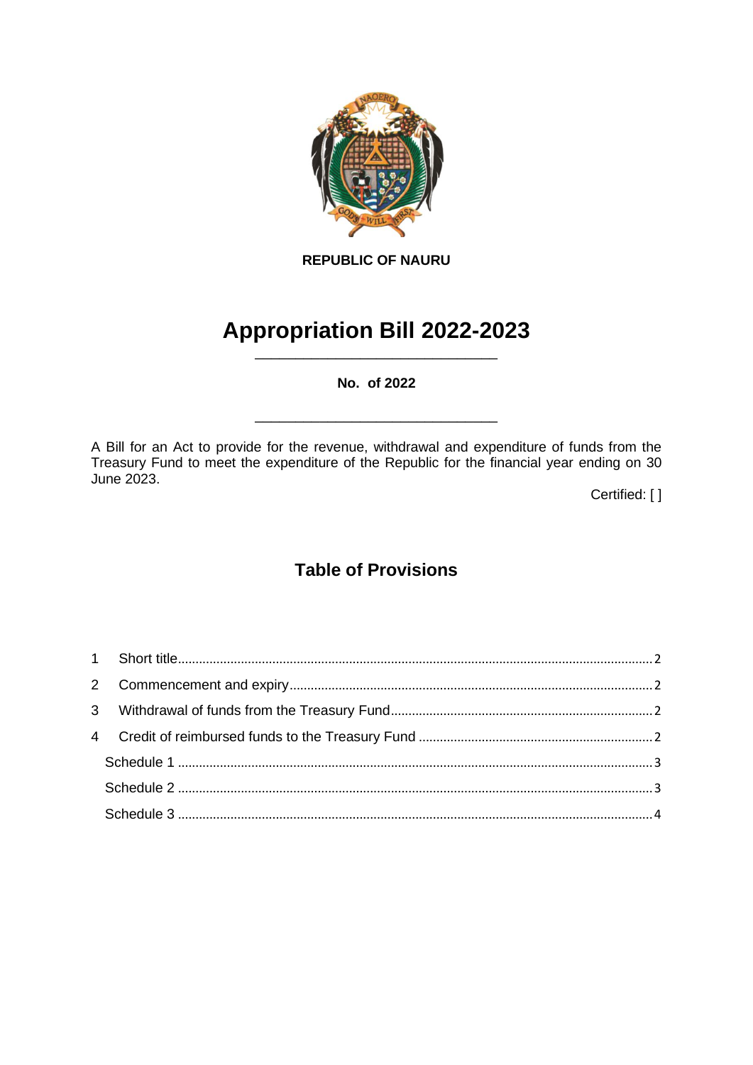**REPUBLIC OF NAURU**

# Appropriation Bill 2022-2023

---

**No. of 2022**

---

A Bill for an Act to provide for the revenue, withdrawal and expenditure of funds from the Treasury Fund to meet the expenditure of the Republic for the financial year ending on 30 June 2023.

Certified: [ ]

## Table of Provisions

1 Short title ........ 2

2 Commencement and expiry ........ 2

3 Withdrawal of funds from the Treasury Fund ........ 2

4 Credit of reimbursed funds to the Treasury Fund ........ 2

Schedule 1 ........ 3

Schedule 2 ........ 3

Schedule 3 ........ 4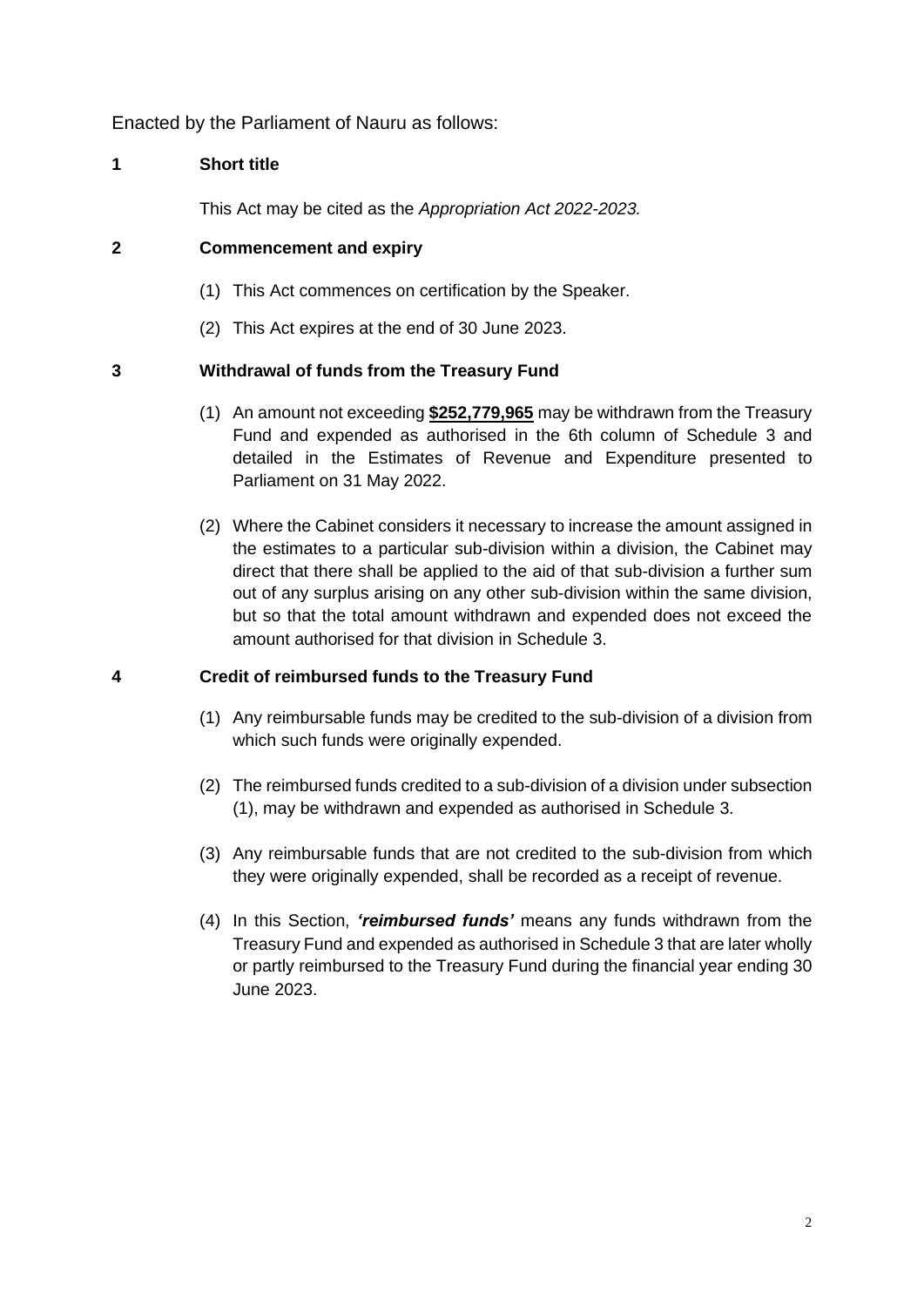Enacted by the Parliament of Nauru as follows:

## 1 Short title

This Act may be cited as the *Appropriation Act 2022-2023.*

## 2 Commencement and expiry

(1) This Act commences on certification by the Speaker.

(2) This Act expires at the end of 30 June 2023.

## 3 Withdrawal of funds from the Treasury Fund

(1) An amount not exceeding **$252,779,965** may be withdrawn from the Treasury Fund and expended as authorised in the 6th column of Schedule 3 and detailed in the Estimates of Revenue and Expenditure presented to Parliament on 31 May 2022.

(2) Where the Cabinet considers it necessary to increase the amount assigned in the estimates to a particular sub-division within a division, the Cabinet may direct that there shall be applied to the aid of that sub-division a further sum out of any surplus arising on any other sub-division within the same division, but so that the total amount withdrawn and expended does not exceed the amount authorised for that division in Schedule 3.

## 4 Credit of reimbursed funds to the Treasury Fund

(1) Any reimbursable funds may be credited to the sub-division of a division from which such funds were originally expended.

(2) The reimbursed funds credited to a sub-division of a division under subsection (1), may be withdrawn and expended as authorised in Schedule 3.

(3) Any reimbursable funds that are not credited to the sub-division from which they were originally expended, shall be recorded as a receipt of revenue.

(4) In this Section, ***'reimbursed funds'*** means any funds withdrawn from the Treasury Fund and expended as authorised in Schedule 3 that are later wholly or partly reimbursed to the Treasury Fund during the financial year ending 30 June 2023.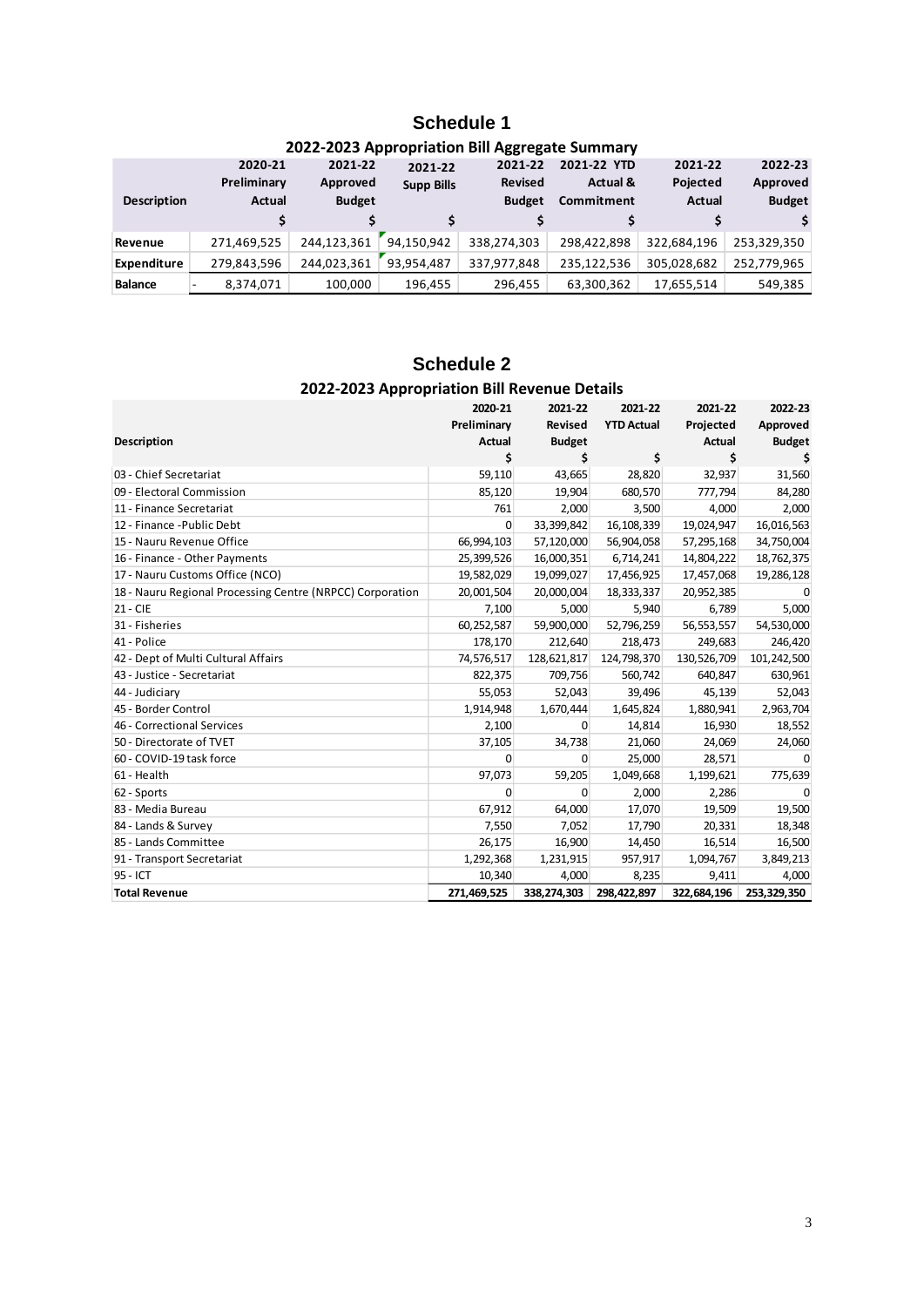# Schedule 1

## 2022-2023 Appropriation Bill Aggregate Summary

| Description | 2020-21 Preliminary Actual | 2021-22 Approved Budget | 2021-22 Supp Bills | 2021-22 Revised Budget | 2021-22 YTD Actual & Commitment | 2021-22 Pojected Actual | 2022-23 Approved Budget |
|---|---|---|---|---|---|---|---|
| | $ | $ | $ | $ | $ | $ | $ |
| **Revenue** | 271,469,525 | 244,123,361 | 94,150,942 | 338,274,303 | 298,422,898 | 322,684,196 | 253,329,350 |
| **Expenditure** | 279,843,596 | 244,023,361 | 93,954,487 | 337,977,848 | 235,122,536 | 305,028,682 | 252,779,965 |
| **Balance** | - 8,374,071 | 100,000 | 196,455 | 296,455 | 63,300,362 | 17,655,514 | 549,385 |

# Schedule 2

## 2022-2023 Appropriation Bill Revenue Details

| Description | 2020-21 Preliminary Actual | 2021-22 Revised Budget | 2021-22 YTD Actual | 2021-22 Projected Actual | 2022-23 Approved Budget |
|---|---|---|---|---|---|
| | $ | $ | $ | $ | $ |
| 03 - Chief Secretariat | 59,110 | 43,665 | 28,820 | 32,937 | 31,560 |
| 09 - Electoral Commission | 85,120 | 19,904 | 680,570 | 777,794 | 84,280 |
| 11 - Finance Secretariat | 761 | 2,000 | 3,500 | 4,000 | 2,000 |
| 12 - Finance -Public Debt | 0 | 33,399,842 | 16,108,339 | 19,024,947 | 16,016,563 |
| 15 - Nauru Revenue Office | 66,994,103 | 57,120,000 | 56,904,058 | 57,295,168 | 34,750,004 |
| 16 - Finance - Other Payments | 25,399,526 | 16,000,351 | 6,714,241 | 14,804,222 | 18,762,375 |
| 17 - Nauru Customs Office (NCO) | 19,582,029 | 19,099,027 | 17,456,925 | 17,457,068 | 19,286,128 |
| 18 - Nauru Regional Processing Centre (NRPCC) Corporation | 20,001,504 | 20,000,004 | 18,333,337 | 20,952,385 | 0 |
| 21 - CIE | 7,100 | 5,000 | 5,940 | 6,789 | 5,000 |
| 31 - Fisheries | 60,252,587 | 59,900,000 | 52,796,259 | 56,553,557 | 54,530,000 |
| 41 - Police | 178,170 | 212,640 | 218,473 | 249,683 | 246,420 |
| 42 - Dept of Multi Cultural Affairs | 74,576,517 | 128,621,817 | 124,798,370 | 130,526,709 | 101,242,500 |
| 43 - Justice - Secretariat | 822,375 | 709,756 | 560,742 | 640,847 | 630,961 |
| 44 - Judiciary | 55,053 | 52,043 | 39,496 | 45,139 | 52,043 |
| 45 - Border Control | 1,914,948 | 1,670,444 | 1,645,824 | 1,880,941 | 2,963,704 |
| 46 - Correctional Services | 2,100 | 0 | 14,814 | 16,930 | 18,552 |
| 50 - Directorate of TVET | 37,105 | 34,738 | 21,060 | 24,069 | 24,060 |
| 60 - COVID-19 task force | 0 | 0 | 25,000 | 28,571 | 0 |
| 61 - Health | 97,073 | 59,205 | 1,049,668 | 1,199,621 | 775,639 |
| 62 - Sports | 0 | 0 | 2,000 | 2,286 | 0 |
| 83 - Media Bureau | 67,912 | 64,000 | 17,070 | 19,509 | 19,500 |
| 84 - Lands & Survey | 7,550 | 7,052 | 17,790 | 20,331 | 18,348 |
| 85 - Lands Committee | 26,175 | 16,900 | 14,450 | 16,514 | 16,500 |
| 91 - Transport Secretariat | 1,292,368 | 1,231,915 | 957,917 | 1,094,767 | 3,849,213 |
| 95 - ICT | 10,340 | 4,000 | 8,235 | 9,411 | 4,000 |
| **Total Revenue** | **271,469,525** | **338,274,303** | **298,422,897** | **322,684,196** | **253,329,350** |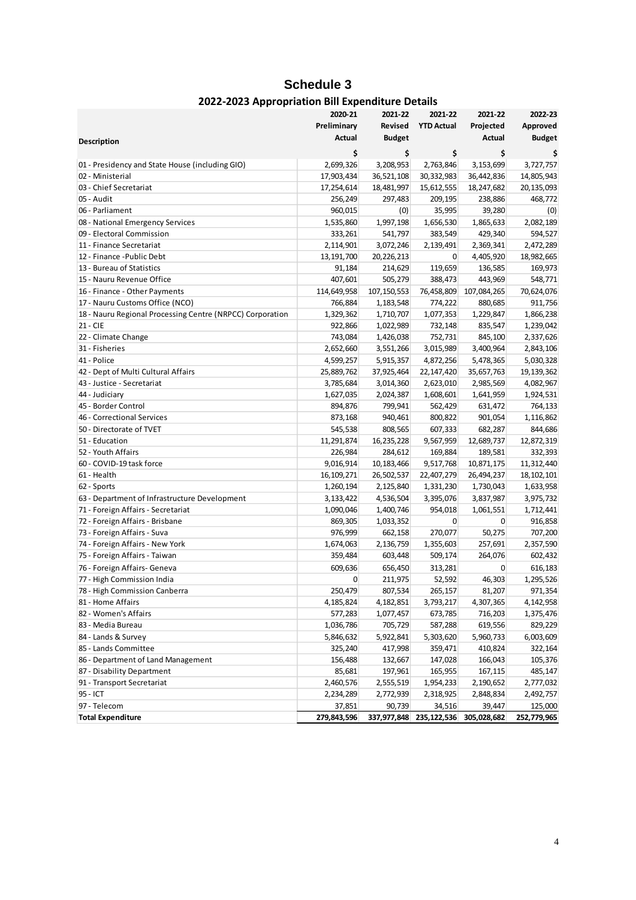# Schedule 3

## 2022-2023 Appropriation Bill Expenditure Details

| Description | 2020-21 Preliminary Actual | 2021-22 Revised Budget | 2021-22 YTD Actual | 2021-22 Projected Actual | 2022-23 Approved Budget |
|---|---|---|---|---|---|
| | $ | $ | $ | $ | $ |
| 01 - Presidency and State House (including GIO) | 2,699,326 | 3,208,953 | 2,763,846 | 3,153,699 | 3,727,757 |
| 02 - Ministerial | 17,903,434 | 36,521,108 | 30,332,983 | 36,442,836 | 14,805,943 |
| 03 - Chief Secretariat | 17,254,614 | 18,481,997 | 15,612,555 | 18,247,682 | 20,135,093 |
| 05 - Audit | 256,249 | 297,483 | 209,195 | 238,886 | 468,772 |
| 06 - Parliament | 960,015 | (0) | 35,995 | 39,280 | (0) |
| 08 - National Emergency Services | 1,535,860 | 1,997,198 | 1,656,530 | 1,865,633 | 2,082,189 |
| 09 - Electoral Commission | 333,261 | 541,797 | 383,549 | 429,340 | 594,527 |
| 11 - Finance Secretariat | 2,114,901 | 3,072,246 | 2,139,491 | 2,369,341 | 2,472,289 |
| 12 - Finance -Public Debt | 13,191,700 | 20,226,213 | 0 | 4,405,920 | 18,982,665 |
| 13 - Bureau of Statistics | 91,184 | 214,629 | 119,659 | 136,585 | 169,973 |
| 15 - Nauru Revenue Office | 407,601 | 505,279 | 388,473 | 443,969 | 548,771 |
| 16 - Finance - Other Payments | 114,649,958 | 107,150,553 | 76,458,809 | 107,084,265 | 70,624,076 |
| 17 - Nauru Customs Office (NCO) | 766,884 | 1,183,548 | 774,222 | 880,685 | 911,756 |
| 18 - Nauru Regional Processing Centre (NRPCC) Corporation | 1,329,362 | 1,710,707 | 1,077,353 | 1,229,847 | 1,866,238 |
| 21 - CIE | 922,866 | 1,022,989 | 732,148 | 835,547 | 1,239,042 |
| 22 - Climate Change | 743,084 | 1,426,038 | 752,731 | 845,100 | 2,337,626 |
| 31 - Fisheries | 2,652,660 | 3,551,266 | 3,015,989 | 3,400,964 | 2,843,106 |
| 41 - Police | 4,599,257 | 5,915,357 | 4,872,256 | 5,478,365 | 5,030,328 |
| 42 - Dept of Multi Cultural Affairs | 25,889,762 | 37,925,464 | 22,147,420 | 35,657,763 | 19,139,362 |
| 43 - Justice - Secretariat | 3,785,684 | 3,014,360 | 2,623,010 | 2,985,569 | 4,082,967 |
| 44 - Judiciary | 1,627,035 | 2,024,387 | 1,608,601 | 1,641,959 | 1,924,531 |
| 45 - Border Control | 894,876 | 799,941 | 562,429 | 631,472 | 764,133 |
| 46 - Correctional Services | 873,168 | 940,461 | 800,822 | 901,054 | 1,116,862 |
| 50 - Directorate of TVET | 545,538 | 808,565 | 607,333 | 682,287 | 844,686 |
| 51 - Education | 11,291,874 | 16,235,228 | 9,567,959 | 12,689,737 | 12,872,319 |
| 52 - Youth Affairs | 226,984 | 284,612 | 169,884 | 189,581 | 332,393 |
| 60 - COVID-19 task force | 9,016,914 | 10,183,466 | 9,517,768 | 10,871,175 | 11,312,440 |
| 61 - Health | 16,109,271 | 26,502,537 | 22,407,279 | 26,494,237 | 18,102,101 |
| 62 - Sports | 1,260,194 | 2,125,840 | 1,331,230 | 1,730,043 | 1,633,958 |
| 63 - Department of Infrastructure Development | 3,133,422 | 4,536,504 | 3,395,076 | 3,837,987 | 3,975,732 |
| 71 - Foreign Affairs - Secretariat | 1,090,046 | 1,400,746 | 954,018 | 1,061,551 | 1,712,441 |
| 72 - Foreign Affairs - Brisbane | 869,305 | 1,033,352 | 0 | 0 | 916,858 |
| 73 - Foreign Affairs - Suva | 976,999 | 662,158 | 270,077 | 50,275 | 707,200 |
| 74 - Foreign Affairs - New York | 1,674,063 | 2,136,759 | 1,355,603 | 257,691 | 2,357,590 |
| 75 - Foreign Affairs - Taiwan | 359,484 | 603,448 | 509,174 | 264,076 | 602,432 |
| 76 - Foreign Affairs- Geneva | 609,636 | 656,450 | 313,281 | 0 | 616,183 |
| 77 - High Commission India | 0 | 211,975 | 52,592 | 46,303 | 1,295,526 |
| 78 - High Commission Canberra | 250,479 | 807,534 | 265,157 | 81,207 | 971,354 |
| 81 - Home Affairs | 4,185,824 | 4,182,851 | 3,793,217 | 4,307,365 | 4,142,958 |
| 82 - Women's Affairs | 577,283 | 1,077,457 | 673,785 | 716,203 | 1,375,476 |
| 83 - Media Bureau | 1,036,786 | 705,729 | 587,288 | 619,556 | 829,229 |
| 84 - Lands & Survey | 5,846,632 | 5,922,841 | 5,303,620 | 5,960,733 | 6,003,609 |
| 85 - Lands Committee | 325,240 | 417,998 | 359,471 | 410,824 | 322,164 |
| 86 - Department of Land Management | 156,488 | 132,667 | 147,028 | 166,043 | 105,376 |
| 87 - Disability Department | 85,681 | 197,961 | 165,955 | 167,115 | 485,147 |
| 91 - Transport Secretariat | 2,460,576 | 2,555,519 | 1,954,233 | 2,190,652 | 2,777,032 |
| 95 - ICT | 2,234,289 | 2,772,939 | 2,318,925 | 2,848,834 | 2,492,757 |
| 97 - Telecom | 37,851 | 90,739 | 34,516 | 39,447 | 125,000 |
| **Total Expenditure** | **279,843,596** | **337,977,848** | **235,122,536** | **305,028,682** | **252,779,965** |